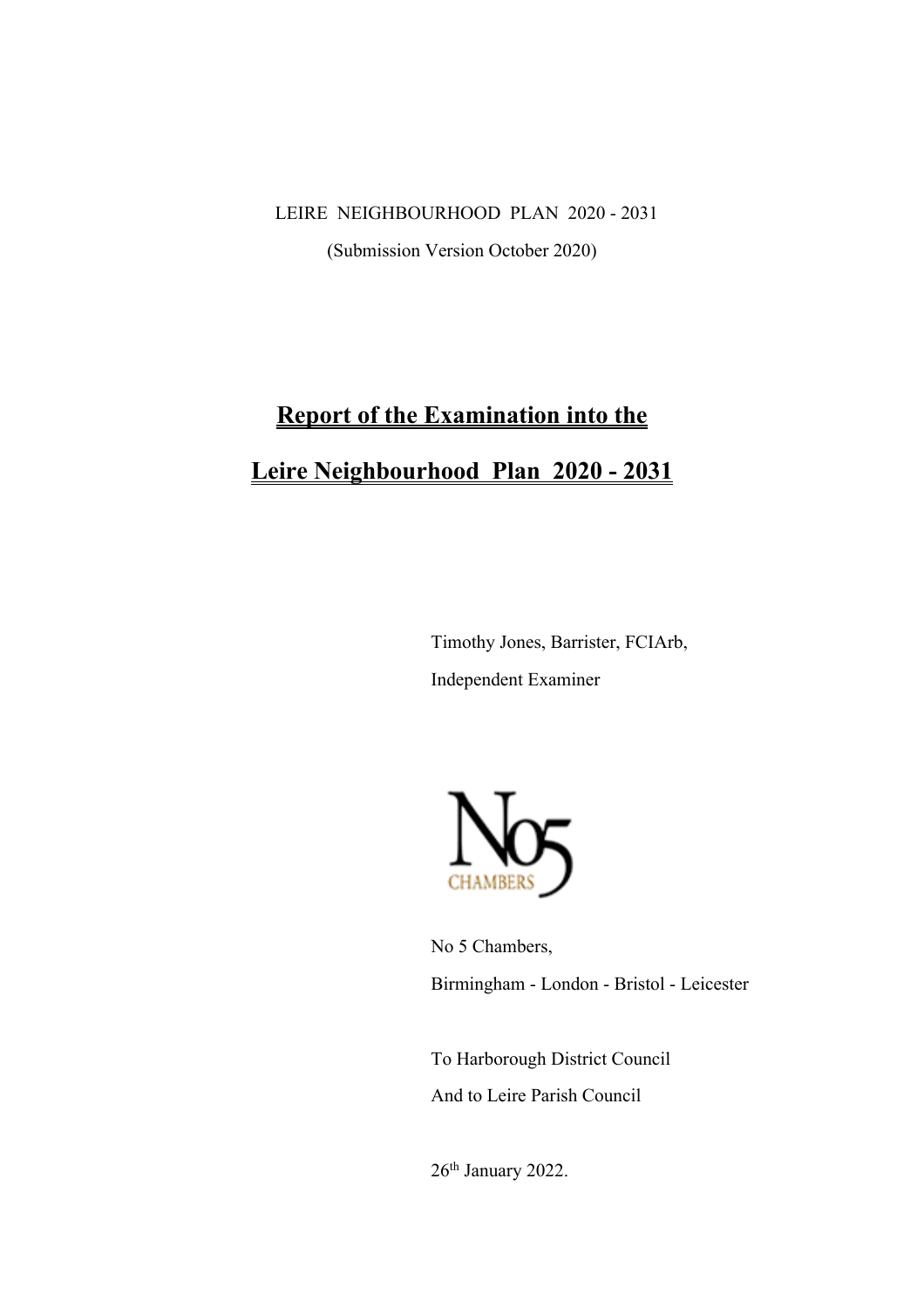LEIRE NEIGHBOURHOOD PLAN 2020 - 2031

(Submission Version October 2020)

# Report of the Examination into the

# Leire Neighbourhood Plan 2020 - 2031

Timothy Jones, Barrister, FCIArb,

Independent Examiner

No 5 Chambers,

Birmingham - London - Bristol - Leicester

To Harborough District Council

And to Leire Parish Council

26th January 2022.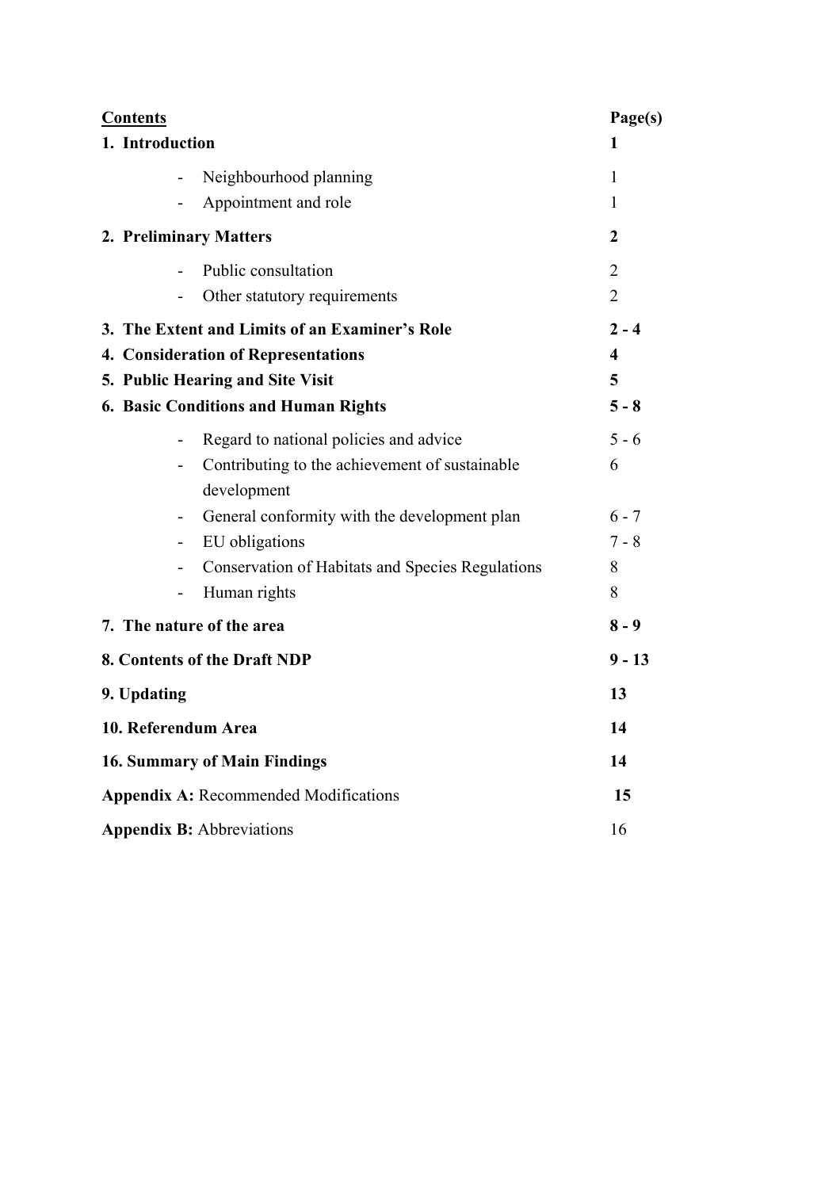| **Contents** | **Page(s)** |
|---|---|
| **1. Introduction** | **1** |
| - Neighbourhood planning | 1 |
| - Appointment and role | 1 |
| **2. Preliminary Matters** | **2** |
| - Public consultation | 2 |
| - Other statutory requirements | 2 |
| **3. The Extent and Limits of an Examiner's Role** | **2 - 4** |
| **4. Consideration of Representations** | **4** |
| **5. Public Hearing and Site Visit** | **5** |
| **6. Basic Conditions and Human Rights** | **5 - 8** |
| - Regard to national policies and advice | 5 - 6 |
| - Contributing to the achievement of sustainable development | 6 |
| - General conformity with the development plan | 6 - 7 |
| - EU obligations | 7 - 8 |
| - Conservation of Habitats and Species Regulations | 8 |
| - Human rights | 8 |
| **7. The nature of the area** | **8 - 9** |
| **8. Contents of the Draft NDP** | **9 - 13** |
| **9. Updating** | **13** |
| **10. Referendum Area** | **14** |
| **16. Summary of Main Findings** | **14** |
| **Appendix A:** Recommended Modifications | **15** |
| **Appendix B:** Abbreviations | 16 |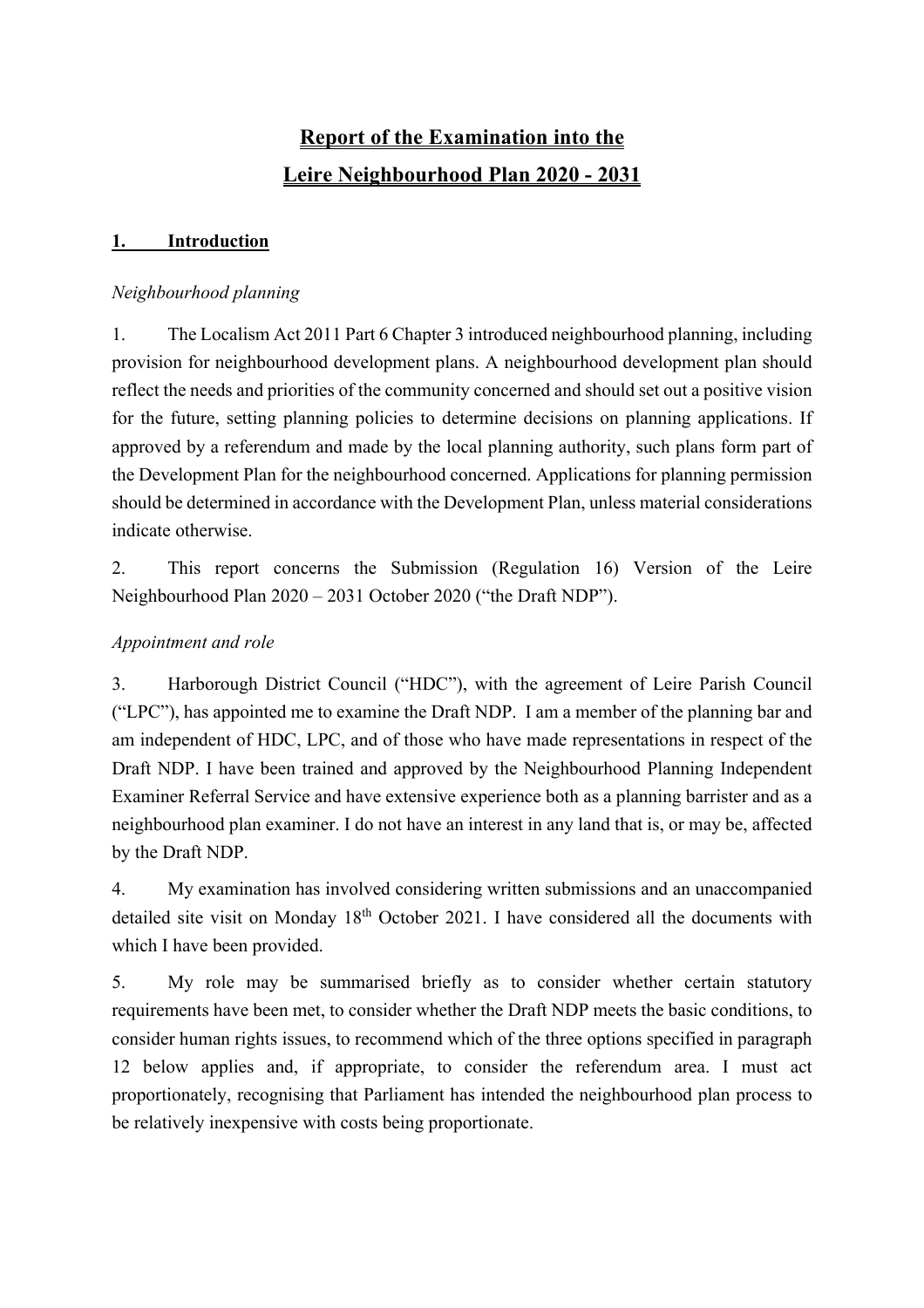# Report of the Examination into the Leire Neighbourhood Plan 2020 - 2031

## 1. Introduction

*Neighbourhood planning*

1. The Localism Act 2011 Part 6 Chapter 3 introduced neighbourhood planning, including provision for neighbourhood development plans. A neighbourhood development plan should reflect the needs and priorities of the community concerned and should set out a positive vision for the future, setting planning policies to determine decisions on planning applications. If approved by a referendum and made by the local planning authority, such plans form part of the Development Plan for the neighbourhood concerned. Applications for planning permission should be determined in accordance with the Development Plan, unless material considerations indicate otherwise.

2. This report concerns the Submission (Regulation 16) Version of the Leire Neighbourhood Plan 2020 – 2031 October 2020 ("the Draft NDP").

*Appointment and role*

3. Harborough District Council ("HDC"), with the agreement of Leire Parish Council ("LPC"), has appointed me to examine the Draft NDP. I am a member of the planning bar and am independent of HDC, LPC, and of those who have made representations in respect of the Draft NDP. I have been trained and approved by the Neighbourhood Planning Independent Examiner Referral Service and have extensive experience both as a planning barrister and as a neighbourhood plan examiner. I do not have an interest in any land that is, or may be, affected by the Draft NDP.

4. My examination has involved considering written submissions and an unaccompanied detailed site visit on Monday 18th October 2021. I have considered all the documents with which I have been provided.

5. My role may be summarised briefly as to consider whether certain statutory requirements have been met, to consider whether the Draft NDP meets the basic conditions, to consider human rights issues, to recommend which of the three options specified in paragraph 12 below applies and, if appropriate, to consider the referendum area. I must act proportionately, recognising that Parliament has intended the neighbourhood plan process to be relatively inexpensive with costs being proportionate.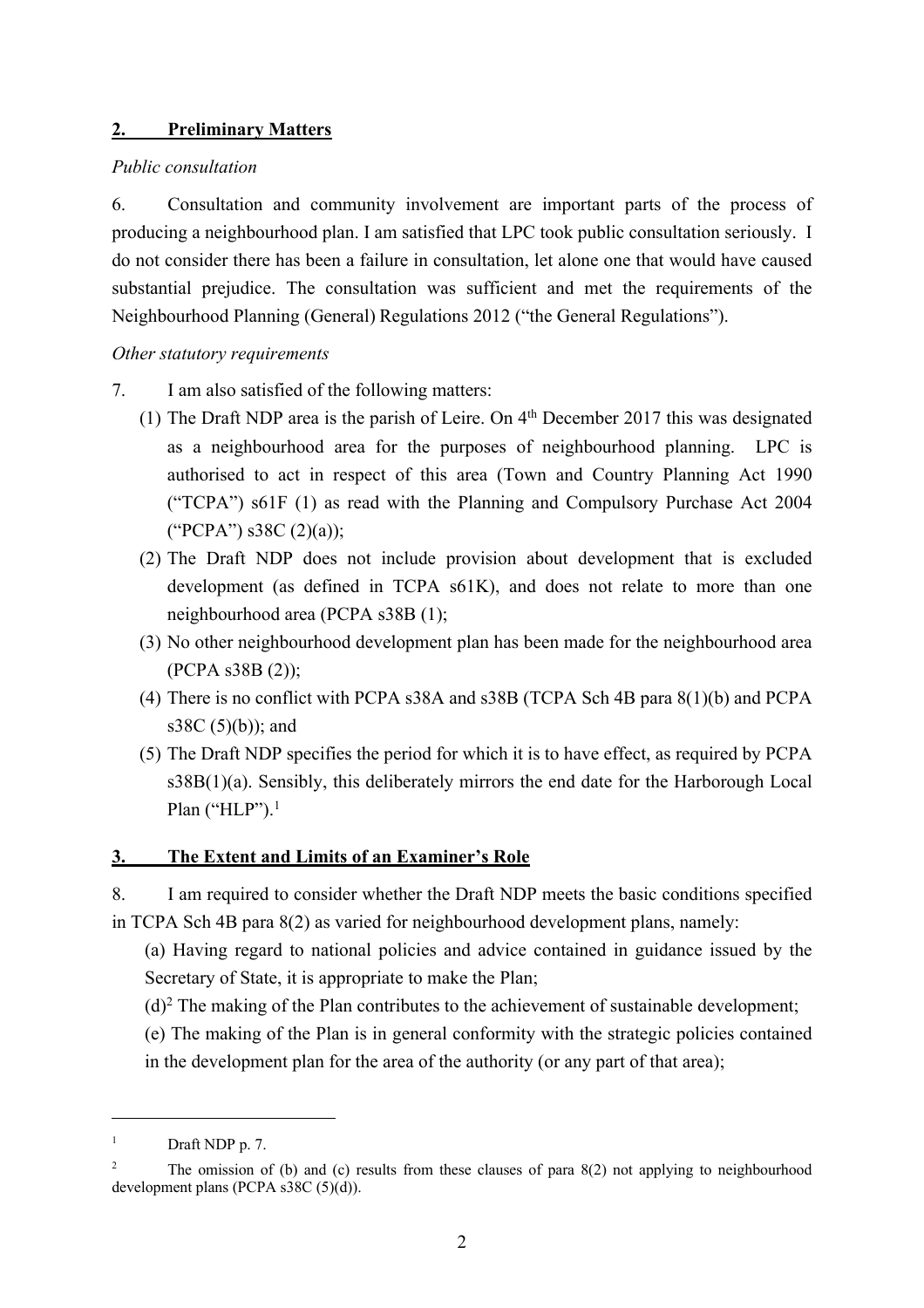## 2. Preliminary Matters

*Public consultation*

6. Consultation and community involvement are important parts of the process of producing a neighbourhood plan. I am satisfied that LPC took public consultation seriously. I do not consider there has been a failure in consultation, let alone one that would have caused substantial prejudice. The consultation was sufficient and met the requirements of the Neighbourhood Planning (General) Regulations 2012 ("the General Regulations").

*Other statutory requirements*

7. I am also satisfied of the following matters:

(1) The Draft NDP area is the parish of Leire. On 4th December 2017 this was designated as a neighbourhood area for the purposes of neighbourhood planning. LPC is authorised to act in respect of this area (Town and Country Planning Act 1990 ("TCPA") s61F (1) as read with the Planning and Compulsory Purchase Act 2004 ("PCPA") s38C (2)(a));

(2) The Draft NDP does not include provision about development that is excluded development (as defined in TCPA s61K), and does not relate to more than one neighbourhood area (PCPA s38B (1);

(3) No other neighbourhood development plan has been made for the neighbourhood area (PCPA s38B (2));

(4) There is no conflict with PCPA s38A and s38B (TCPA Sch 4B para 8(1)(b) and PCPA s38C (5)(b)); and

(5) The Draft NDP specifies the period for which it is to have effect, as required by PCPA s38B(1)(a). Sensibly, this deliberately mirrors the end date for the Harborough Local Plan ("HLP").[1]

## 3. The Extent and Limits of an Examiner's Role

8. I am required to consider whether the Draft NDP meets the basic conditions specified in TCPA Sch 4B para 8(2) as varied for neighbourhood development plans, namely:

(a) Having regard to national policies and advice contained in guidance issued by the Secretary of State, it is appropriate to make the Plan;

(d)[2] The making of the Plan contributes to the achievement of sustainable development;

(e) The making of the Plan is in general conformity with the strategic policies contained in the development plan for the area of the authority (or any part of that area);

---

[1] Draft NDP p. 7.

[2] The omission of (b) and (c) results from these clauses of para 8(2) not applying to neighbourhood development plans (PCPA s38C (5)(d)).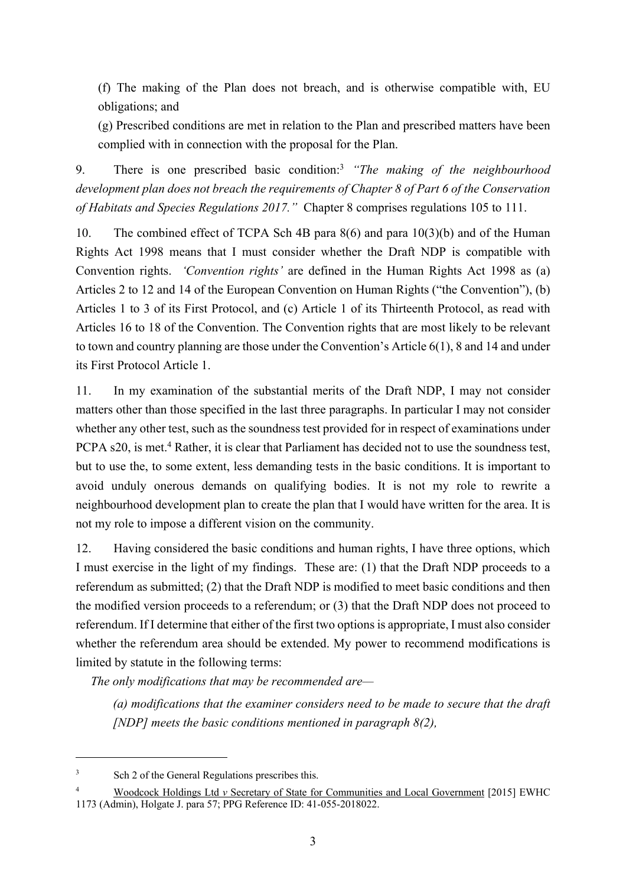(f) The making of the Plan does not breach, and is otherwise compatible with, EU obligations; and

(g) Prescribed conditions are met in relation to the Plan and prescribed matters have been complied with in connection with the proposal for the Plan.

9. There is one prescribed basic condition:[3] *"The making of the neighbourhood development plan does not breach the requirements of Chapter 8 of Part 6 of the Conservation of Habitats and Species Regulations 2017."* Chapter 8 comprises regulations 105 to 111.

10. The combined effect of TCPA Sch 4B para 8(6) and para 10(3)(b) and of the Human Rights Act 1998 means that I must consider whether the Draft NDP is compatible with Convention rights. *'Convention rights'* are defined in the Human Rights Act 1998 as (a) Articles 2 to 12 and 14 of the European Convention on Human Rights ("the Convention"), (b) Articles 1 to 3 of its First Protocol, and (c) Article 1 of its Thirteenth Protocol, as read with Articles 16 to 18 of the Convention. The Convention rights that are most likely to be relevant to town and country planning are those under the Convention's Article 6(1), 8 and 14 and under its First Protocol Article 1.

11. In my examination of the substantial merits of the Draft NDP, I may not consider matters other than those specified in the last three paragraphs. In particular I may not consider whether any other test, such as the soundness test provided for in respect of examinations under PCPA s20, is met.[4] Rather, it is clear that Parliament has decided not to use the soundness test, but to use the, to some extent, less demanding tests in the basic conditions. It is important to avoid unduly onerous demands on qualifying bodies. It is not my role to rewrite a neighbourhood development plan to create the plan that I would have written for the area. It is not my role to impose a different vision on the community.

12. Having considered the basic conditions and human rights, I have three options, which I must exercise in the light of my findings. These are: (1) that the Draft NDP proceeds to a referendum as submitted; (2) that the Draft NDP is modified to meet basic conditions and then the modified version proceeds to a referendum; or (3) that the Draft NDP does not proceed to referendum. If I determine that either of the first two options is appropriate, I must also consider whether the referendum area should be extended. My power to recommend modifications is limited by statute in the following terms:

*The only modifications that may be recommended are—*

*(a) modifications that the examiner considers need to be made to secure that the draft [NDP] meets the basic conditions mentioned in paragraph 8(2),*

---

[3] Sch 2 of the General Regulations prescribes this.

[4] Woodcock Holdings Ltd *v* Secretary of State for Communities and Local Government [2015] EWHC 1173 (Admin), Holgate J. para 57; PPG Reference ID: 41-055-2018022.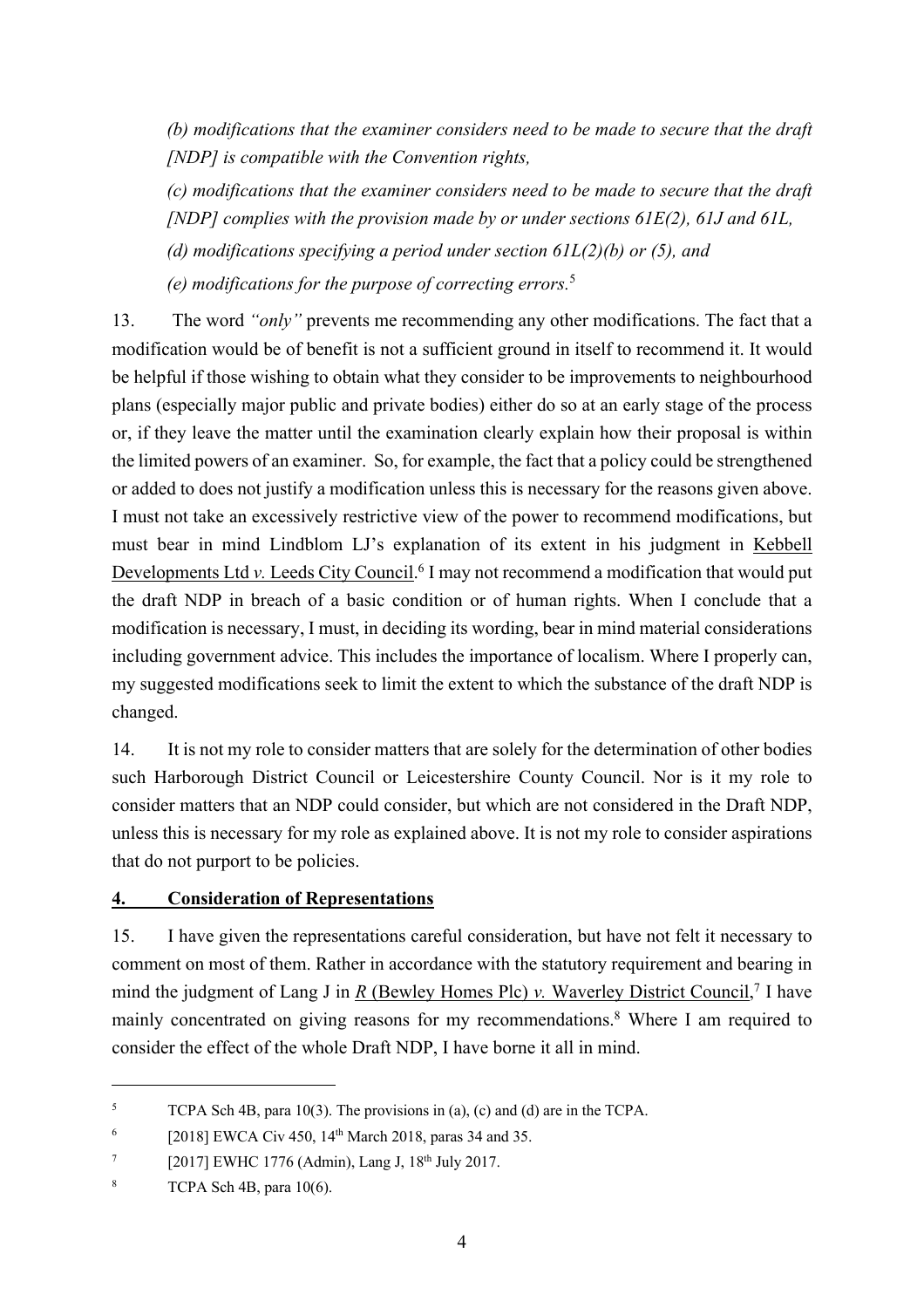*(b) modifications that the examiner considers need to be made to secure that the draft [NDP] is compatible with the Convention rights,*

*(c) modifications that the examiner considers need to be made to secure that the draft [NDP] complies with the provision made by or under sections 61E(2), 61J and 61L,*

*(d) modifications specifying a period under section 61L(2)(b) or (5), and*

*(e) modifications for the purpose of correcting errors.*[5]

13. The word *"only"* prevents me recommending any other modifications. The fact that a modification would be of benefit is not a sufficient ground in itself to recommend it. It would be helpful if those wishing to obtain what they consider to be improvements to neighbourhood plans (especially major public and private bodies) either do so at an early stage of the process or, if they leave the matter until the examination clearly explain how their proposal is within the limited powers of an examiner. So, for example, the fact that a policy could be strengthened or added to does not justify a modification unless this is necessary for the reasons given above. I must not take an excessively restrictive view of the power to recommend modifications, but must bear in mind Lindblom LJ's explanation of its extent in his judgment in Kebbell Developments Ltd *v.* Leeds City Council.[6] I may not recommend a modification that would put the draft NDP in breach of a basic condition or of human rights. When I conclude that a modification is necessary, I must, in deciding its wording, bear in mind material considerations including government advice. This includes the importance of localism. Where I properly can, my suggested modifications seek to limit the extent to which the substance of the draft NDP is changed.

14. It is not my role to consider matters that are solely for the determination of other bodies such Harborough District Council or Leicestershire County Council. Nor is it my role to consider matters that an NDP could consider, but which are not considered in the Draft NDP, unless this is necessary for my role as explained above. It is not my role to consider aspirations that do not purport to be policies.

## 4. Consideration of Representations

15. I have given the representations careful consideration, but have not felt it necessary to comment on most of them. Rather in accordance with the statutory requirement and bearing in mind the judgment of Lang J in *R* (Bewley Homes Plc) *v.* Waverley District Council,[7] I have mainly concentrated on giving reasons for my recommendations.[8] Where I am required to consider the effect of the whole Draft NDP, I have borne it all in mind.

---

[5] TCPA Sch 4B, para 10(3). The provisions in (a), (c) and (d) are in the TCPA.

[6] [2018] EWCA Civ 450, 14th March 2018, paras 34 and 35.

[7] [2017] EWHC 1776 (Admin), Lang J, 18th July 2017.

[8] TCPA Sch 4B, para 10(6).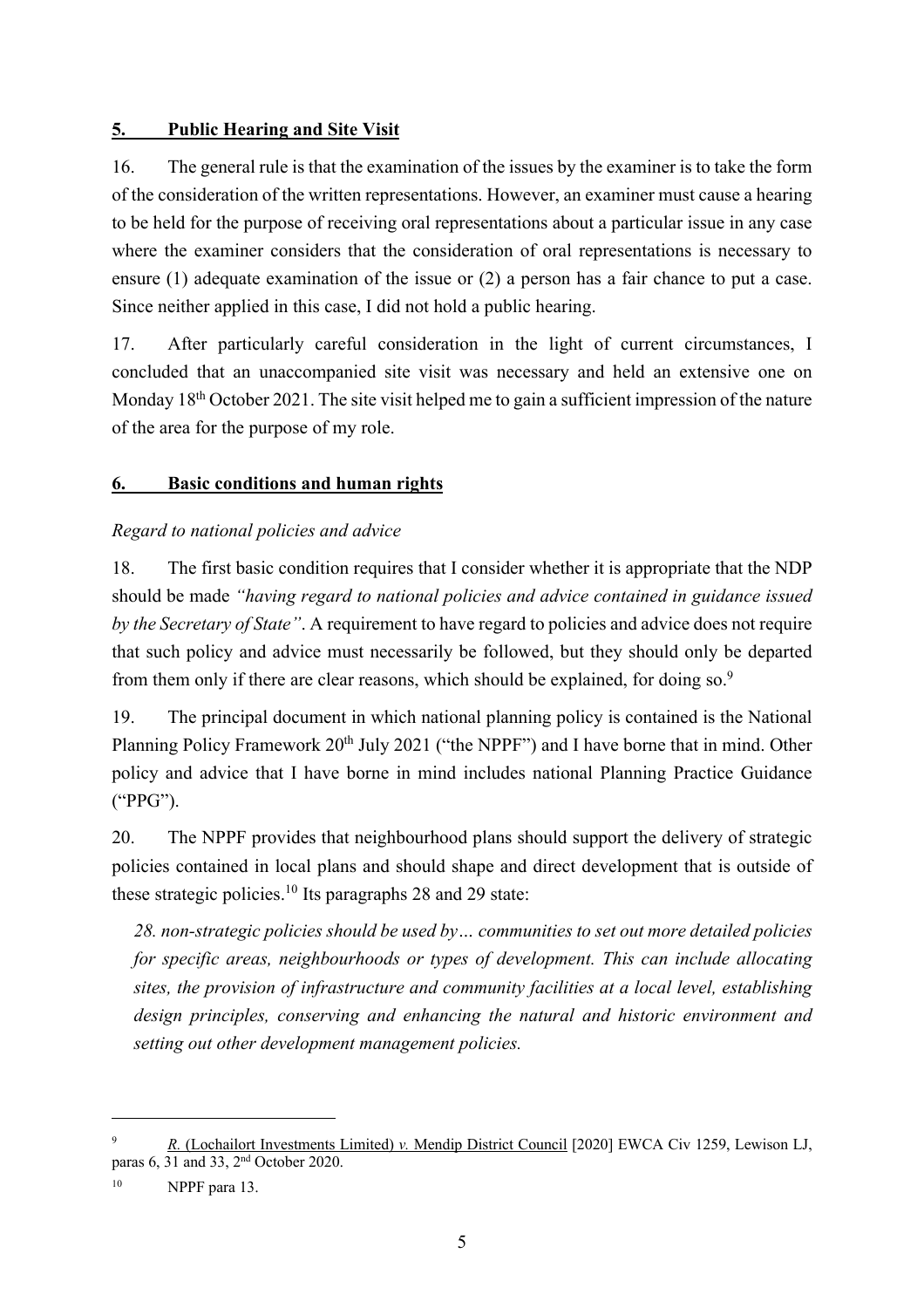## 5. Public Hearing and Site Visit

16. The general rule is that the examination of the issues by the examiner is to take the form of the consideration of the written representations. However, an examiner must cause a hearing to be held for the purpose of receiving oral representations about a particular issue in any case where the examiner considers that the consideration of oral representations is necessary to ensure (1) adequate examination of the issue or (2) a person has a fair chance to put a case. Since neither applied in this case, I did not hold a public hearing.

17. After particularly careful consideration in the light of current circumstances, I concluded that an unaccompanied site visit was necessary and held an extensive one on Monday 18th October 2021. The site visit helped me to gain a sufficient impression of the nature of the area for the purpose of my role.

## 6. Basic conditions and human rights

*Regard to national policies and advice*

18. The first basic condition requires that I consider whether it is appropriate that the NDP should be made *"having regard to national policies and advice contained in guidance issued by the Secretary of State"*. A requirement to have regard to policies and advice does not require that such policy and advice must necessarily be followed, but they should only be departed from them only if there are clear reasons, which should be explained, for doing so.[9]

19. The principal document in which national planning policy is contained is the National Planning Policy Framework 20th July 2021 ("the NPPF") and I have borne that in mind. Other policy and advice that I have borne in mind includes national Planning Practice Guidance ("PPG").

20. The NPPF provides that neighbourhood plans should support the delivery of strategic policies contained in local plans and should shape and direct development that is outside of these strategic policies.[10] Its paragraphs 28 and 29 state:

*28. non-strategic policies should be used by… communities to set out more detailed policies for specific areas, neighbourhoods or types of development. This can include allocating sites, the provision of infrastructure and community facilities at a local level, establishing design principles, conserving and enhancing the natural and historic environment and setting out other development management policies.*

---

[9] R. (Lochailort Investments Limited) v. Mendip District Council [2020] EWCA Civ 1259, Lewison LJ, paras 6, 31 and 33, 2nd October 2020.

[10] NPPF para 13.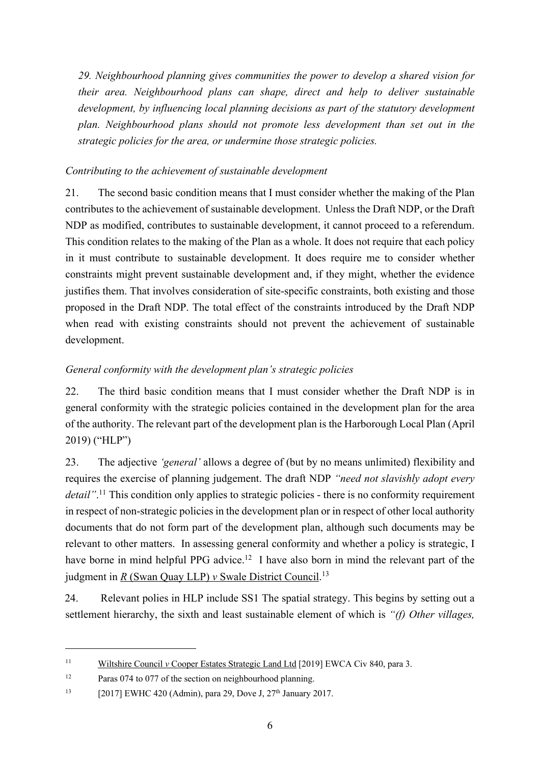*29. Neighbourhood planning gives communities the power to develop a shared vision for their area. Neighbourhood plans can shape, direct and help to deliver sustainable development, by influencing local planning decisions as part of the statutory development plan. Neighbourhood plans should not promote less development than set out in the strategic policies for the area, or undermine those strategic policies.*

*Contributing to the achievement of sustainable development*

21. The second basic condition means that I must consider whether the making of the Plan contributes to the achievement of sustainable development. Unless the Draft NDP, or the Draft NDP as modified, contributes to sustainable development, it cannot proceed to a referendum. This condition relates to the making of the Plan as a whole. It does not require that each policy in it must contribute to sustainable development. It does require me to consider whether constraints might prevent sustainable development and, if they might, whether the evidence justifies them. That involves consideration of site-specific constraints, both existing and those proposed in the Draft NDP. The total effect of the constraints introduced by the Draft NDP when read with existing constraints should not prevent the achievement of sustainable development.

*General conformity with the development plan's strategic policies*

22. The third basic condition means that I must consider whether the Draft NDP is in general conformity with the strategic policies contained in the development plan for the area of the authority. The relevant part of the development plan is the Harborough Local Plan (April 2019) ("HLP")

23. The adjective *'general'* allows a degree of (but by no means unlimited) flexibility and requires the exercise of planning judgement. The draft NDP *"need not slavishly adopt every detail"*.[11] This condition only applies to strategic policies - there is no conformity requirement in respect of non-strategic policies in the development plan or in respect of other local authority documents that do not form part of the development plan, although such documents may be relevant to other matters. In assessing general conformity and whether a policy is strategic, I have borne in mind helpful PPG advice.[12] I have also born in mind the relevant part of the judgment in R (Swan Quay LLP) *v* Swale District Council.[13]

24. Relevant polies in HLP include SS1 The spatial strategy. This begins by setting out a settlement hierarchy, the sixth and least sustainable element of which is *"(f) Other villages,*

---

[11] Wiltshire Council *v* Cooper Estates Strategic Land Ltd [2019] EWCA Civ 840, para 3.

[12] Paras 074 to 077 of the section on neighbourhood planning.

[13] [2017] EWHC 420 (Admin), para 29, Dove J, 27th January 2017.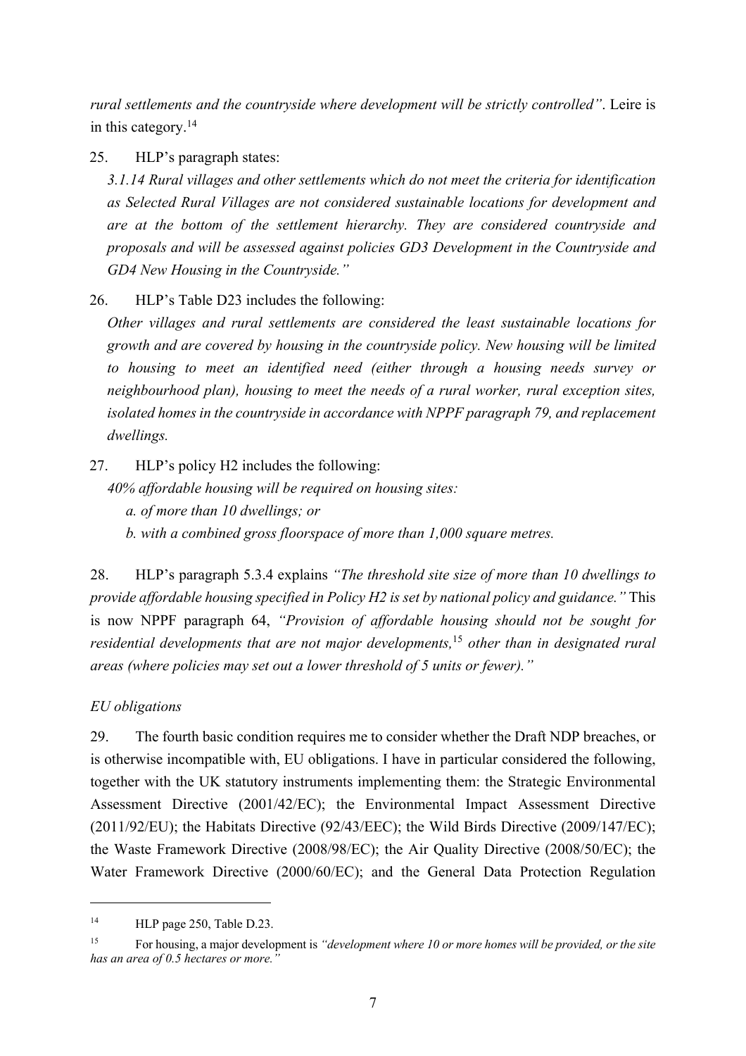*rural settlements and the countryside where development will be strictly controlled"*. Leire is in this category.[14]

25. HLP's paragraph states:

*3.1.14 Rural villages and other settlements which do not meet the criteria for identification as Selected Rural Villages are not considered sustainable locations for development and are at the bottom of the settlement hierarchy. They are considered countryside and proposals and will be assessed against policies GD3 Development in the Countryside and GD4 New Housing in the Countryside."*

26. HLP's Table D23 includes the following:

*Other villages and rural settlements are considered the least sustainable locations for growth and are covered by housing in the countryside policy. New housing will be limited to housing to meet an identified need (either through a housing needs survey or neighbourhood plan), housing to meet the needs of a rural worker, rural exception sites, isolated homes in the countryside in accordance with NPPF paragraph 79, and replacement dwellings.*

27. HLP's policy H2 includes the following:

*40% affordable housing will be required on housing sites:*

*a. of more than 10 dwellings; or*

*b. with a combined gross floorspace of more than 1,000 square metres.*

28. HLP's paragraph 5.3.4 explains *"The threshold site size of more than 10 dwellings to provide affordable housing specified in Policy H2 is set by national policy and guidance."* This is now NPPF paragraph 64, *"Provision of affordable housing should not be sought for residential developments that are not major developments,*[15] *other than in designated rural areas (where policies may set out a lower threshold of 5 units or fewer)."*

*EU obligations*

29. The fourth basic condition requires me to consider whether the Draft NDP breaches, or is otherwise incompatible with, EU obligations. I have in particular considered the following, together with the UK statutory instruments implementing them: the Strategic Environmental Assessment Directive (2001/42/EC); the Environmental Impact Assessment Directive (2011/92/EU); the Habitats Directive (92/43/EEC); the Wild Birds Directive (2009/147/EC); the Waste Framework Directive (2008/98/EC); the Air Quality Directive (2008/50/EC); the Water Framework Directive (2000/60/EC); and the General Data Protection Regulation

---

[14] HLP page 250, Table D.23.

[15] For housing, a major development is *"development where 10 or more homes will be provided, or the site has an area of 0.5 hectares or more."*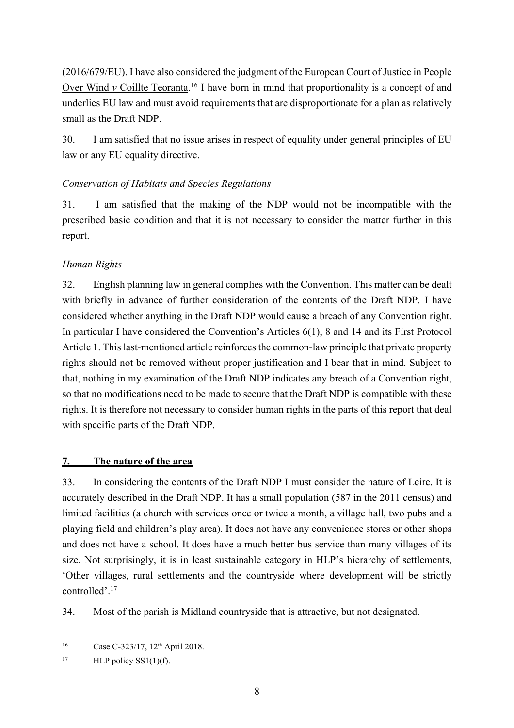(2016/679/EU). I have also considered the judgment of the European Court of Justice in People Over Wind *v* Coillte Teoranta.[16] I have born in mind that proportionality is a concept of and underlies EU law and must avoid requirements that are disproportionate for a plan as relatively small as the Draft NDP.

30. I am satisfied that no issue arises in respect of equality under general principles of EU law or any EU equality directive.

*Conservation of Habitats and Species Regulations*

31. I am satisfied that the making of the NDP would not be incompatible with the prescribed basic condition and that it is not necessary to consider the matter further in this report.

*Human Rights*

32. English planning law in general complies with the Convention. This matter can be dealt with briefly in advance of further consideration of the contents of the Draft NDP. I have considered whether anything in the Draft NDP would cause a breach of any Convention right. In particular I have considered the Convention's Articles 6(1), 8 and 14 and its First Protocol Article 1. This last-mentioned article reinforces the common-law principle that private property rights should not be removed without proper justification and I bear that in mind. Subject to that, nothing in my examination of the Draft NDP indicates any breach of a Convention right, so that no modifications need to be made to secure that the Draft NDP is compatible with these rights. It is therefore not necessary to consider human rights in the parts of this report that deal with specific parts of the Draft NDP.

## 7. The nature of the area

33. In considering the contents of the Draft NDP I must consider the nature of Leire. It is accurately described in the Draft NDP. It has a small population (587 in the 2011 census) and limited facilities (a church with services once or twice a month, a village hall, two pubs and a playing field and children's play area). It does not have any convenience stores or other shops and does not have a school. It does have a much better bus service than many villages of its size. Not surprisingly, it is in least sustainable category in HLP's hierarchy of settlements, 'Other villages, rural settlements and the countryside where development will be strictly controlled'.[17]

34. Most of the parish is Midland countryside that is attractive, but not designated.

---

[16] Case C-323/17, 12th April 2018.

[17] HLP policy SS1(1)(f).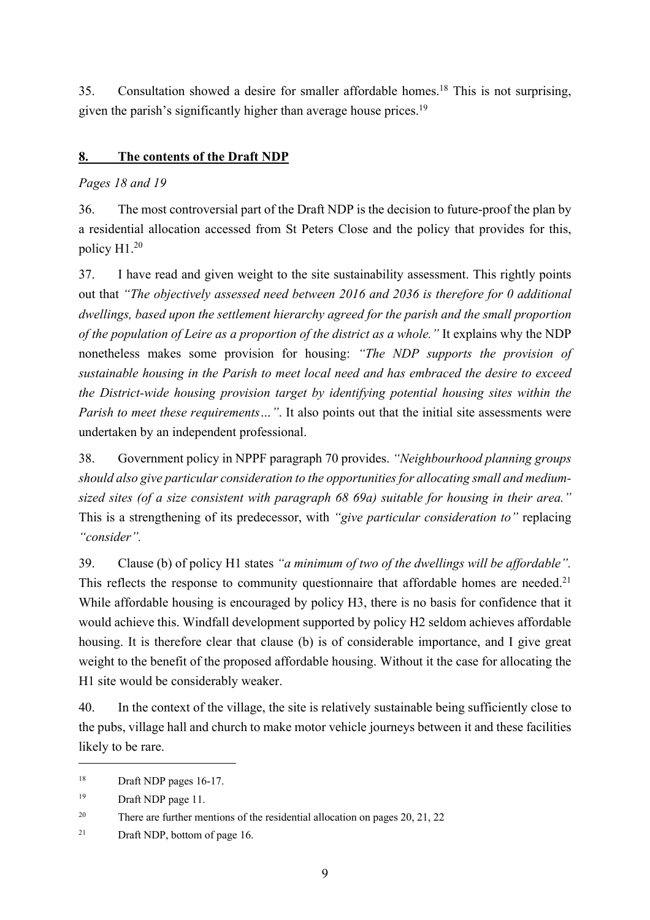35. Consultation showed a desire for smaller affordable homes.[18] This is not surprising, given the parish's significantly higher than average house prices.[19]

## 8. The contents of the Draft NDP

*Pages 18 and 19*

36. The most controversial part of the Draft NDP is the decision to future-proof the plan by a residential allocation accessed from St Peters Close and the policy that provides for this, policy H1.[20]

37. I have read and given weight to the site sustainability assessment. This rightly points out that *"The objectively assessed need between 2016 and 2036 is therefore for 0 additional dwellings, based upon the settlement hierarchy agreed for the parish and the small proportion of the population of Leire as a proportion of the district as a whole."* It explains why the NDP nonetheless makes some provision for housing: *"The NDP supports the provision of sustainable housing in the Parish to meet local need and has embraced the desire to exceed the District-wide housing provision target by identifying potential housing sites within the Parish to meet these requirements…"*. It also points out that the initial site assessments were undertaken by an independent professional.

38. Government policy in NPPF paragraph 70 provides. *"Neighbourhood planning groups should also give particular consideration to the opportunities for allocating small and medium-sized sites (of a size consistent with paragraph 68 69a) suitable for housing in their area."* This is a strengthening of its predecessor, with *"give particular consideration to"* replacing *"consider"*.

39. Clause (b) of policy H1 states *"a minimum of two of the dwellings will be affordable"*. This reflects the response to community questionnaire that affordable homes are needed.[21] While affordable housing is encouraged by policy H3, there is no basis for confidence that it would achieve this. Windfall development supported by policy H2 seldom achieves affordable housing. It is therefore clear that clause (b) is of considerable importance, and I give great weight to the benefit of the proposed affordable housing. Without it the case for allocating the H1 site would be considerably weaker.

40. In the context of the village, the site is relatively sustainable being sufficiently close to the pubs, village hall and church to make motor vehicle journeys between it and these facilities likely to be rare.

---

[18] Draft NDP pages 16-17.

[19] Draft NDP page 11.

[20] There are further mentions of the residential allocation on pages 20, 21, 22

[21] Draft NDP, bottom of page 16.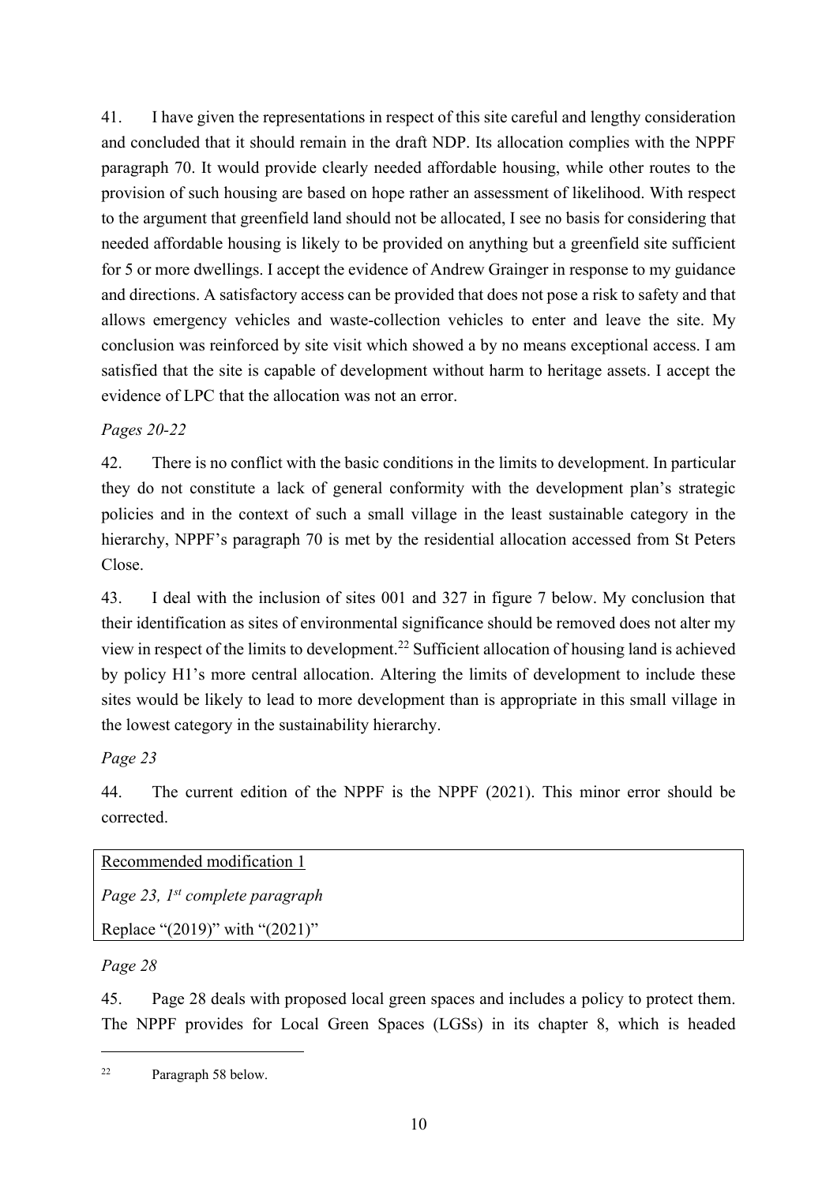41. I have given the representations in respect of this site careful and lengthy consideration and concluded that it should remain in the draft NDP. Its allocation complies with the NPPF paragraph 70. It would provide clearly needed affordable housing, while other routes to the provision of such housing are based on hope rather an assessment of likelihood. With respect to the argument that greenfield land should not be allocated, I see no basis for considering that needed affordable housing is likely to be provided on anything but a greenfield site sufficient for 5 or more dwellings. I accept the evidence of Andrew Grainger in response to my guidance and directions. A satisfactory access can be provided that does not pose a risk to safety and that allows emergency vehicles and waste-collection vehicles to enter and leave the site. My conclusion was reinforced by site visit which showed a by no means exceptional access. I am satisfied that the site is capable of development without harm to heritage assets. I accept the evidence of LPC that the allocation was not an error.

*Pages 20-22*

42. There is no conflict with the basic conditions in the limits to development. In particular they do not constitute a lack of general conformity with the development plan's strategic policies and in the context of such a small village in the least sustainable category in the hierarchy, NPPF's paragraph 70 is met by the residential allocation accessed from St Peters Close.

43. I deal with the inclusion of sites 001 and 327 in figure 7 below. My conclusion that their identification as sites of environmental significance should be removed does not alter my view in respect of the limits to development.[22] Sufficient allocation of housing land is achieved by policy H1's more central allocation. Altering the limits of development to include these sites would be likely to lead to more development than is appropriate in this small village in the lowest category in the sustainability hierarchy.

*Page 23*

44. The current edition of the NPPF is the NPPF (2021). This minor error should be corrected.

| Recommended modification 1 |
|---|
| *Page 23, 1st complete paragraph* |
| Replace "(2019)" with "(2021)" |

*Page 28*

45. Page 28 deals with proposed local green spaces and includes a policy to protect them. The NPPF provides for Local Green Spaces (LGSs) in its chapter 8, which is headed

[22] Paragraph 58 below.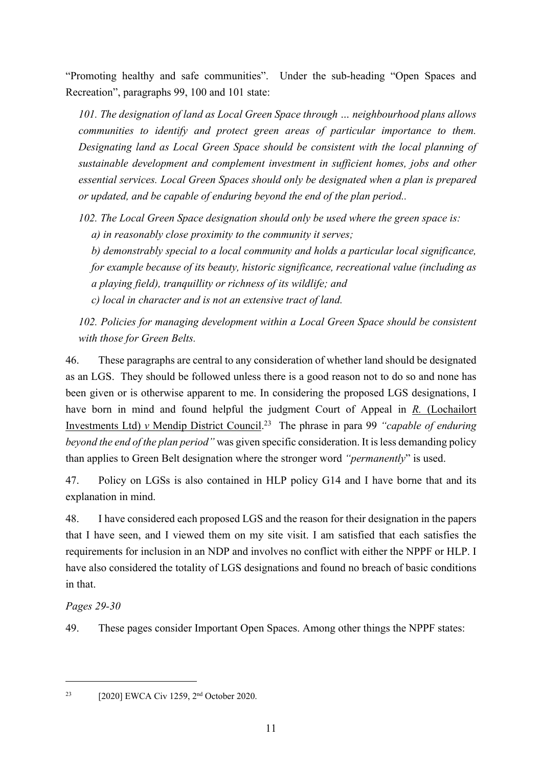"Promoting healthy and safe communities". Under the sub-heading "Open Spaces and Recreation", paragraphs 99, 100 and 101 state:

> *101. The designation of land as Local Green Space through … neighbourhood plans allows communities to identify and protect green areas of particular importance to them. Designating land as Local Green Space should be consistent with the local planning of sustainable development and complement investment in sufficient homes, jobs and other essential services. Local Green Spaces should only be designated when a plan is prepared or updated, and be capable of enduring beyond the end of the plan period..*
>
> *102. The Local Green Space designation should only be used where the green space is:*
> *a) in reasonably close proximity to the community it serves;*
> *b) demonstrably special to a local community and holds a particular local significance, for example because of its beauty, historic significance, recreational value (including as a playing field), tranquillity or richness of its wildlife; and*
> *c) local in character and is not an extensive tract of land.*
>
> *102. Policies for managing development within a Local Green Space should be consistent with those for Green Belts.*

46. These paragraphs are central to any consideration of whether land should be designated as an LGS. They should be followed unless there is a good reason not to do so and none has been given or is otherwise apparent to me. In considering the proposed LGS designations, I have born in mind and found helpful the judgment Court of Appeal in R. (Lochailort Investments Ltd) *v* Mendip District Council.[23] The phrase in para 99 *"capable of enduring beyond the end of the plan period"* was given specific consideration. It is less demanding policy than applies to Green Belt designation where the stronger word *"permanently"* is used.

47. Policy on LGSs is also contained in HLP policy G14 and I have borne that and its explanation in mind.

48. I have considered each proposed LGS and the reason for their designation in the papers that I have seen, and I viewed them on my site visit. I am satisfied that each satisfies the requirements for inclusion in an NDP and involves no conflict with either the NPPF or HLP. I have also considered the totality of LGS designations and found no breach of basic conditions in that.

*Pages 29-30*

49. These pages consider Important Open Spaces. Among other things the NPPF states:

---

[23] [2020] EWCA Civ 1259, 2nd October 2020.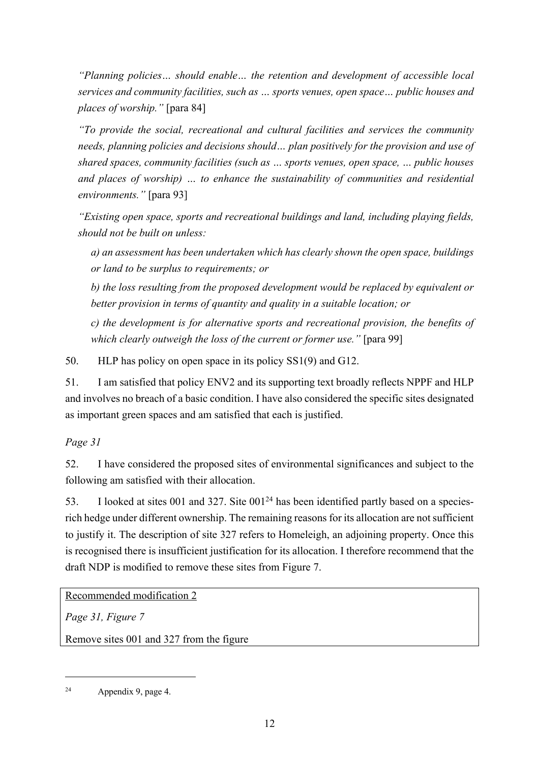*"Planning policies… should enable… the retention and development of accessible local services and community facilities, such as … sports venues, open space… public houses and places of worship."* [para 84]

*"To provide the social, recreational and cultural facilities and services the community needs, planning policies and decisions should… plan positively for the provision and use of shared spaces, community facilities (such as … sports venues, open space, … public houses and places of worship) … to enhance the sustainability of communities and residential environments."* [para 93]

*"Existing open space, sports and recreational buildings and land, including playing fields, should not be built on unless:*

*a) an assessment has been undertaken which has clearly shown the open space, buildings or land to be surplus to requirements; or*

*b) the loss resulting from the proposed development would be replaced by equivalent or better provision in terms of quantity and quality in a suitable location; or*

*c) the development is for alternative sports and recreational provision, the benefits of which clearly outweigh the loss of the current or former use."* [para 99]

50. HLP has policy on open space in its policy SS1(9) and G12.

51. I am satisfied that policy ENV2 and its supporting text broadly reflects NPPF and HLP and involves no breach of a basic condition. I have also considered the specific sites designated as important green spaces and am satisfied that each is justified.

*Page 31*

52. I have considered the proposed sites of environmental significances and subject to the following am satisfied with their allocation.

53. I looked at sites 001 and 327. Site 001[24] has been identified partly based on a species-rich hedge under different ownership. The remaining reasons for its allocation are not sufficient to justify it. The description of site 327 refers to Homeleigh, an adjoining property. Once this is recognised there is insufficient justification for its allocation. I therefore recommend that the draft NDP is modified to remove these sites from Figure 7.

| Recommended modification 2 |
|---|
| *Page 31, Figure 7* |
| Remove sites 001 and 327 from the figure |

[24] Appendix 9, page 4.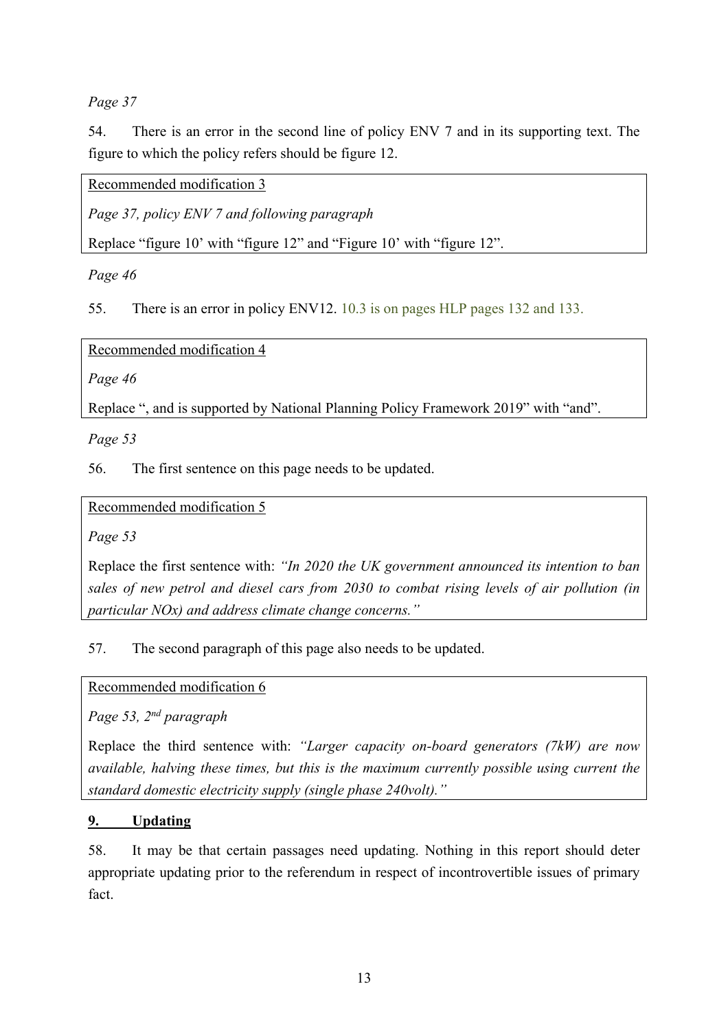*Page 37*

54. There is an error in the second line of policy ENV 7 and in its supporting text. The figure to which the policy refers should be figure 12.

> Recommended modification 3
>
> *Page 37, policy ENV 7 and following paragraph*
>
> Replace "figure 10' with "figure 12" and "Figure 10' with "figure 12".

*Page 46*

55. There is an error in policy ENV12. 10.3 is on pages HLP pages 132 and 133.

> Recommended modification 4
>
> *Page 46*
>
> Replace ", and is supported by National Planning Policy Framework 2019" with "and".

*Page 53*

56. The first sentence on this page needs to be updated.

> Recommended modification 5
>
> *Page 53*
>
> Replace the first sentence with: *"In 2020 the UK government announced its intention to ban sales of new petrol and diesel cars from 2030 to combat rising levels of air pollution (in particular NOx) and address climate change concerns."*

57. The second paragraph of this page also needs to be updated.

> Recommended modification 6
>
> *Page 53, 2nd paragraph*
>
> Replace the third sentence with: *"Larger capacity on-board generators (7kW) are now available, halving these times, but this is the maximum currently possible using current the standard domestic electricity supply (single phase 240volt)."*

## 9. Updating

58. It may be that certain passages need updating. Nothing in this report should deter appropriate updating prior to the referendum in respect of incontrovertible issues of primary fact.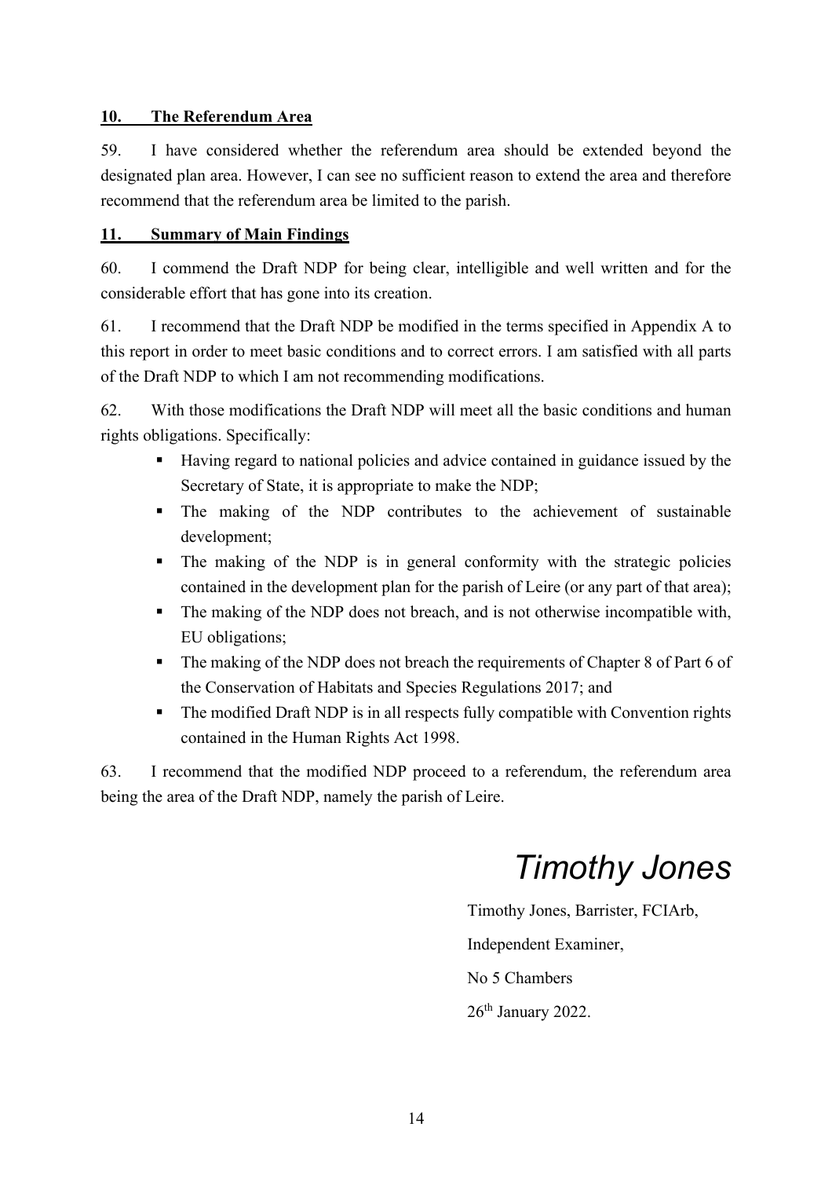## 10. The Referendum Area

59. I have considered whether the referendum area should be extended beyond the designated plan area. However, I can see no sufficient reason to extend the area and therefore recommend that the referendum area be limited to the parish.

## 11. Summary of Main Findings

60. I commend the Draft NDP for being clear, intelligible and well written and for the considerable effort that has gone into its creation.

61. I recommend that the Draft NDP be modified in the terms specified in Appendix A to this report in order to meet basic conditions and to correct errors. I am satisfied with all parts of the Draft NDP to which I am not recommending modifications.

62. With those modifications the Draft NDP will meet all the basic conditions and human rights obligations. Specifically:

- Having regard to national policies and advice contained in guidance issued by the Secretary of State, it is appropriate to make the NDP;
- The making of the NDP contributes to the achievement of sustainable development;
- The making of the NDP is in general conformity with the strategic policies contained in the development plan for the parish of Leire (or any part of that area);
- The making of the NDP does not breach, and is not otherwise incompatible with, EU obligations;
- The making of the NDP does not breach the requirements of Chapter 8 of Part 6 of the Conservation of Habitats and Species Regulations 2017; and
- The modified Draft NDP is in all respects fully compatible with Convention rights contained in the Human Rights Act 1998.

63. I recommend that the modified NDP proceed to a referendum, the referendum area being the area of the Draft NDP, namely the parish of Leire.

*Timothy Jones*

Timothy Jones, Barrister, FCIArb,

Independent Examiner,

No 5 Chambers

26th January 2022.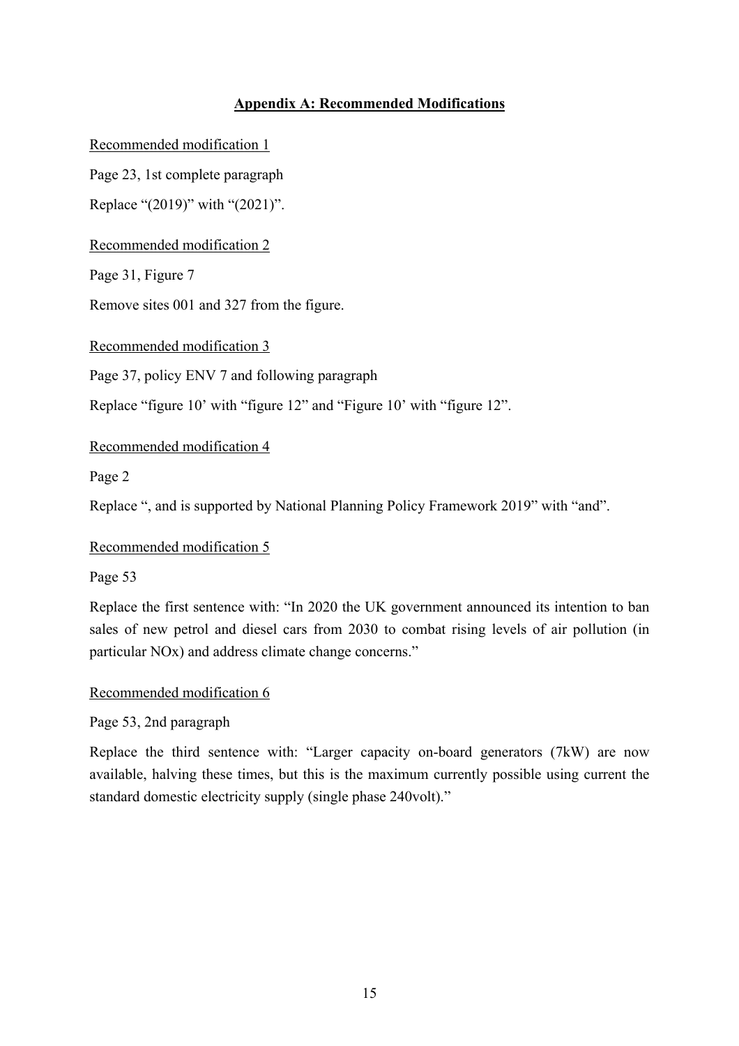## Appendix A: Recommended Modifications

Recommended modification 1

Page 23, 1st complete paragraph

Replace "(2019)" with "(2021)".

Recommended modification 2

Page 31, Figure 7

Remove sites 001 and 327 from the figure.

Recommended modification 3

Page 37, policy ENV 7 and following paragraph

Replace "figure 10' with "figure 12" and "Figure 10' with "figure 12".

Recommended modification 4

Page 2

Replace ", and is supported by National Planning Policy Framework 2019" with "and".

Recommended modification 5

Page 53

Replace the first sentence with: "In 2020 the UK government announced its intention to ban sales of new petrol and diesel cars from 2030 to combat rising levels of air pollution (in particular NOx) and address climate change concerns."

Recommended modification 6

Page 53, 2nd paragraph

Replace the third sentence with: "Larger capacity on-board generators (7kW) are now available, halving these times, but this is the maximum currently possible using current the standard domestic electricity supply (single phase 240volt)."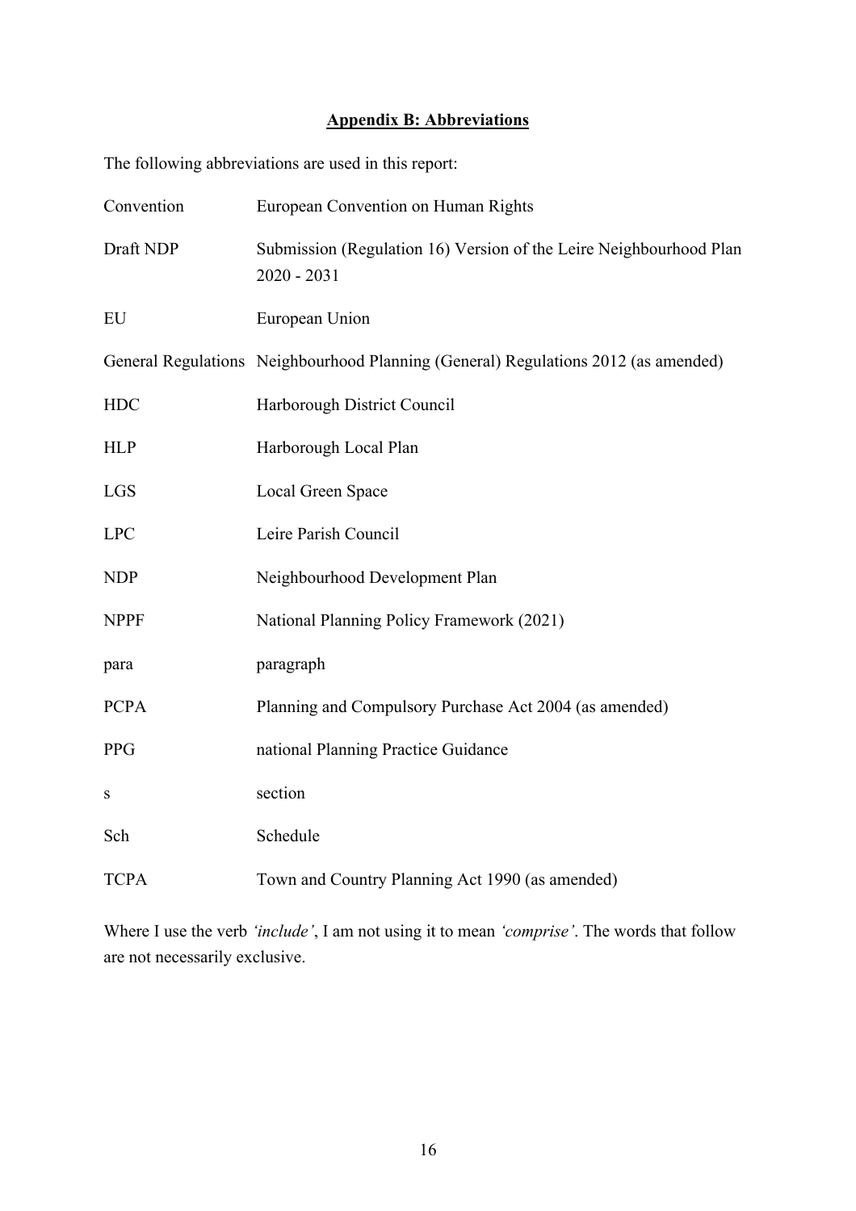## Appendix B: Abbreviations

The following abbreviations are used in this report:

| | |
|---|---|
| Convention | European Convention on Human Rights |
| Draft NDP | Submission (Regulation 16) Version of the Leire Neighbourhood Plan 2020 - 2031 |
| EU | European Union |
| General Regulations | Neighbourhood Planning (General) Regulations 2012 (as amended) |
| HDC | Harborough District Council |
| HLP | Harborough Local Plan |
| LGS | Local Green Space |
| LPC | Leire Parish Council |
| NDP | Neighbourhood Development Plan |
| NPPF | National Planning Policy Framework (2021) |
| para | paragraph |
| PCPA | Planning and Compulsory Purchase Act 2004 (as amended) |
| PPG | national Planning Practice Guidance |
| s | section |
| Sch | Schedule |
| TCPA | Town and Country Planning Act 1990 (as amended) |

Where I use the verb *'include'*, I am not using it to mean *'comprise'*. The words that follow are not necessarily exclusive.